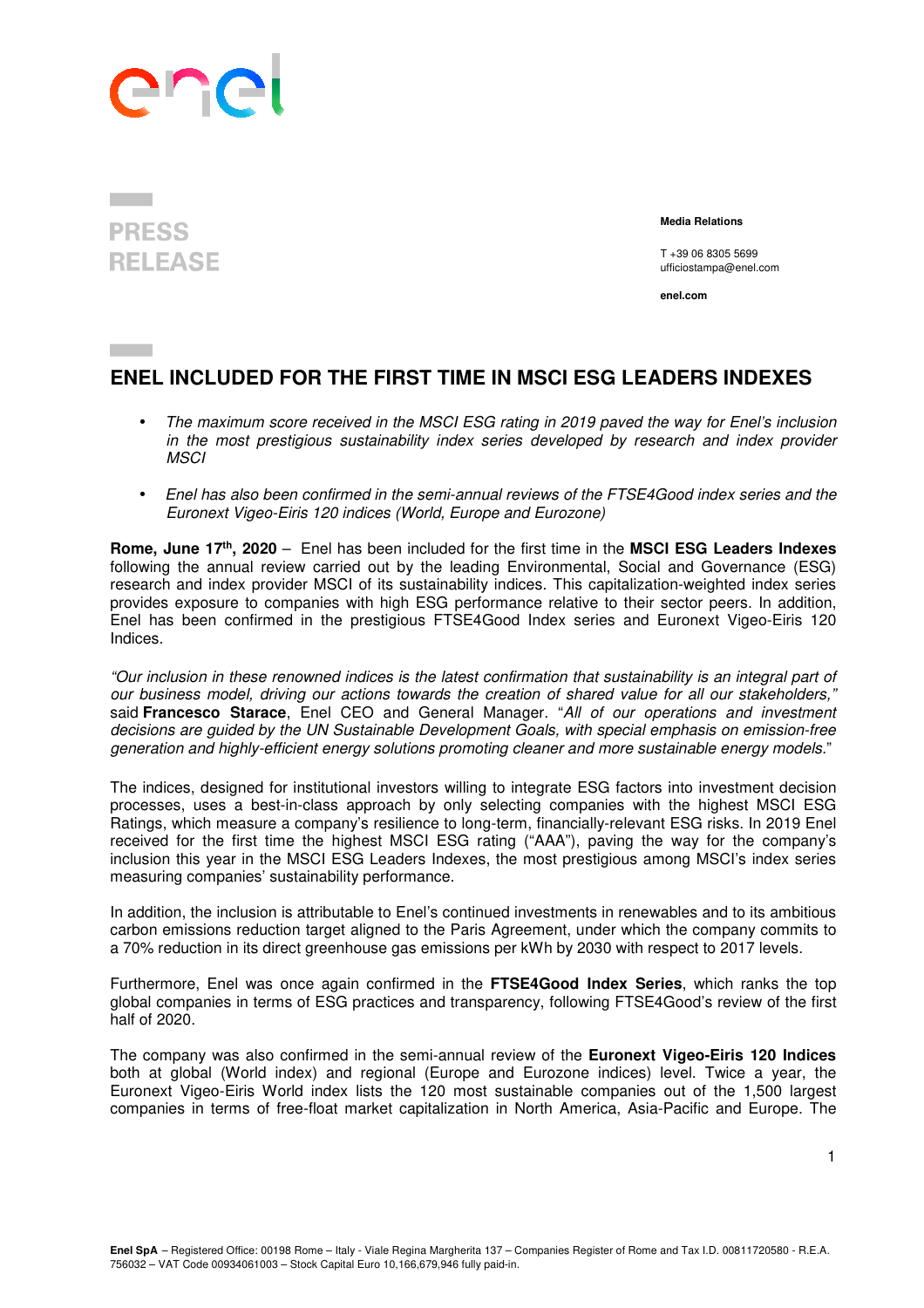PRESS RELEASE

**Media Relations**

T +39 06 8305 5699
ufficiostampa@enel.com

**enel.com**

# ENEL INCLUDED FOR THE FIRST TIME IN MSCI ESG LEADERS INDEXES

- *The maximum score received in the MSCI ESG rating in 2019 paved the way for Enel's inclusion in the most prestigious sustainability index series developed by research and index provider MSCI*
- *Enel has also been confirmed in the semi-annual reviews of the FTSE4Good index series and the Euronext Vigeo-Eiris 120 indices (World, Europe and Eurozone)*

**Rome, June 17th, 2020** – Enel has been included for the first time in the **MSCI ESG Leaders Indexes** following the annual review carried out by the leading Environmental, Social and Governance (ESG) research and index provider MSCI of its sustainability indices. This capitalization-weighted index series provides exposure to companies with high ESG performance relative to their sector peers. In addition, Enel has been confirmed in the prestigious FTSE4Good Index series and Euronext Vigeo-Eiris 120 Indices.

*"Our inclusion in these renowned indices is the latest confirmation that sustainability is an integral part of our business model, driving our actions towards the creation of shared value for all our stakeholders,"* said **Francesco Starace**, Enel CEO and General Manager. "*All of our operations and investment decisions are guided by the UN Sustainable Development Goals, with special emphasis on emission-free generation and highly-efficient energy solutions promoting cleaner and more sustainable energy models.*"

The indices, designed for institutional investors willing to integrate ESG factors into investment decision processes, uses a best-in-class approach by only selecting companies with the highest MSCI ESG Ratings, which measure a company's resilience to long-term, financially-relevant ESG risks. In 2019 Enel received for the first time the highest MSCI ESG rating ("AAA"), paving the way for the company's inclusion this year in the MSCI ESG Leaders Indexes, the most prestigious among MSCI's index series measuring companies' sustainability performance.

In addition, the inclusion is attributable to Enel's continued investments in renewables and to its ambitious carbon emissions reduction target aligned to the Paris Agreement, under which the company commits to a 70% reduction in its direct greenhouse gas emissions per kWh by 2030 with respect to 2017 levels.

Furthermore, Enel was once again confirmed in the **FTSE4Good Index Series**, which ranks the top global companies in terms of ESG practices and transparency, following FTSE4Good's review of the first half of 2020.

The company was also confirmed in the semi-annual review of the **Euronext Vigeo-Eiris 120 Indices** both at global (World index) and regional (Europe and Eurozone indices) level. Twice a year, the Euronext Vigeo-Eiris World index lists the 120 most sustainable companies out of the 1,500 largest companies in terms of free-float market capitalization in North America, Asia-Pacific and Europe. The

**Enel SpA** – Registered Office: 00198 Rome – Italy - Viale Regina Margherita 137 – Companies Register of Rome and Tax I.D. 00811720580 - R.E.A. 756032 – VAT Code 00934061003 – Stock Capital Euro 10,166,679,946 fully paid-in.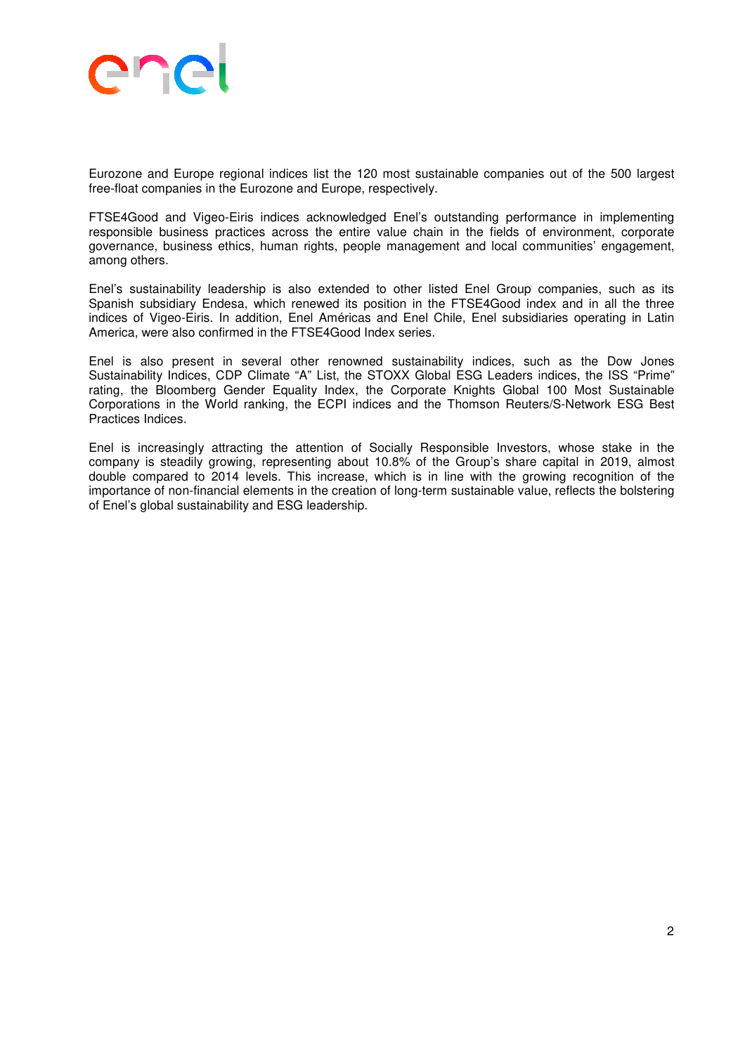Eurozone and Europe regional indices list the 120 most sustainable companies out of the 500 largest free-float companies in the Eurozone and Europe, respectively.

FTSE4Good and Vigeo-Eiris indices acknowledged Enel's outstanding performance in implementing responsible business practices across the entire value chain in the fields of environment, corporate governance, business ethics, human rights, people management and local communities' engagement, among others.

Enel's sustainability leadership is also extended to other listed Enel Group companies, such as its Spanish subsidiary Endesa, which renewed its position in the FTSE4Good index and in all the three indices of Vigeo-Eiris. In addition, Enel Américas and Enel Chile, Enel subsidiaries operating in Latin America, were also confirmed in the FTSE4Good Index series.

Enel is also present in several other renowned sustainability indices, such as the Dow Jones Sustainability Indices, CDP Climate "A" List, the STOXX Global ESG Leaders indices, the ISS "Prime" rating, the Bloomberg Gender Equality Index, the Corporate Knights Global 100 Most Sustainable Corporations in the World ranking, the ECPI indices and the Thomson Reuters/S-Network ESG Best Practices Indices.

Enel is increasingly attracting the attention of Socially Responsible Investors, whose stake in the company is steadily growing, representing about 10.8% of the Group's share capital in 2019, almost double compared to 2014 levels. This increase, which is in line with the growing recognition of the importance of non-financial elements in the creation of long-term sustainable value, reflects the bolstering of Enel's global sustainability and ESG leadership.